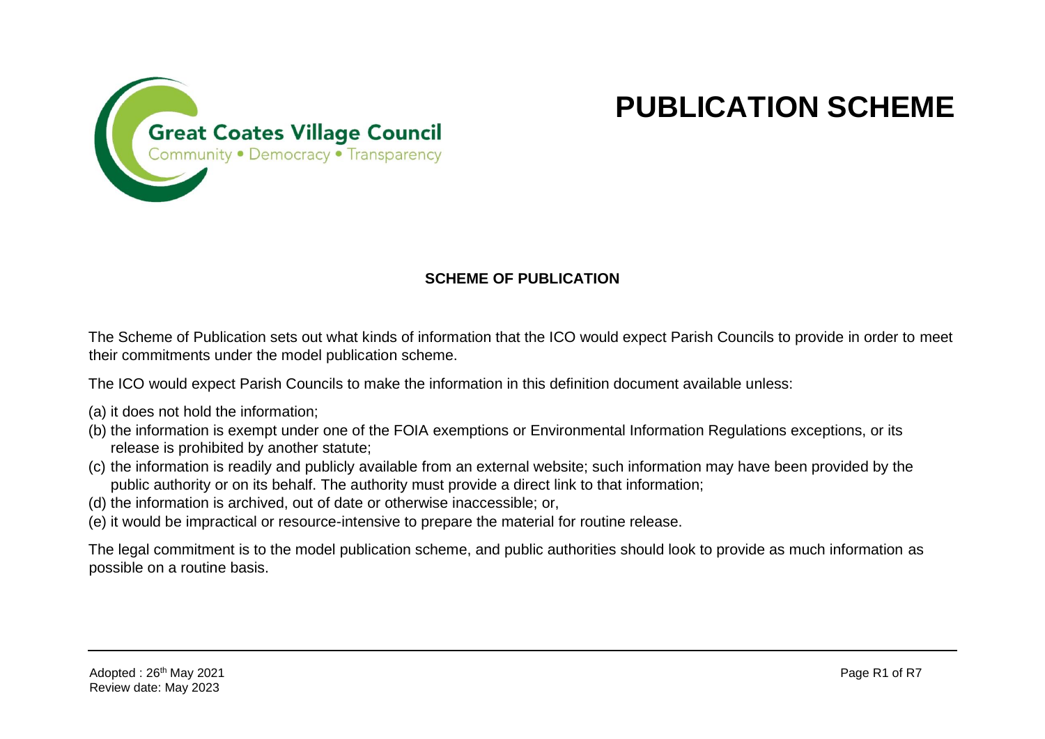Great Coates Village Council

Community • Democracy • Transparency

# PUBLICATION SCHEME

## SCHEME OF PUBLICATION

The Scheme of Publication sets out what kinds of information that the ICO would expect Parish Councils to provide in order to meet their commitments under the model publication scheme.

The ICO would expect Parish Councils to make the information in this definition document available unless:

(a) it does not hold the information;
(b) the information is exempt under one of the FOIA exemptions or Environmental Information Regulations exceptions, or its release is prohibited by another statute;
(c) the information is readily and publicly available from an external website; such information may have been provided by the public authority or on its behalf. The authority must provide a direct link to that information;
(d) the information is archived, out of date or otherwise inaccessible; or,
(e) it would be impractical or resource-intensive to prepare the material for routine release.

The legal commitment is to the model publication scheme, and public authorities should look to provide as much information as possible on a routine basis.

Adopted : 26th May 2021
Review date: May 2023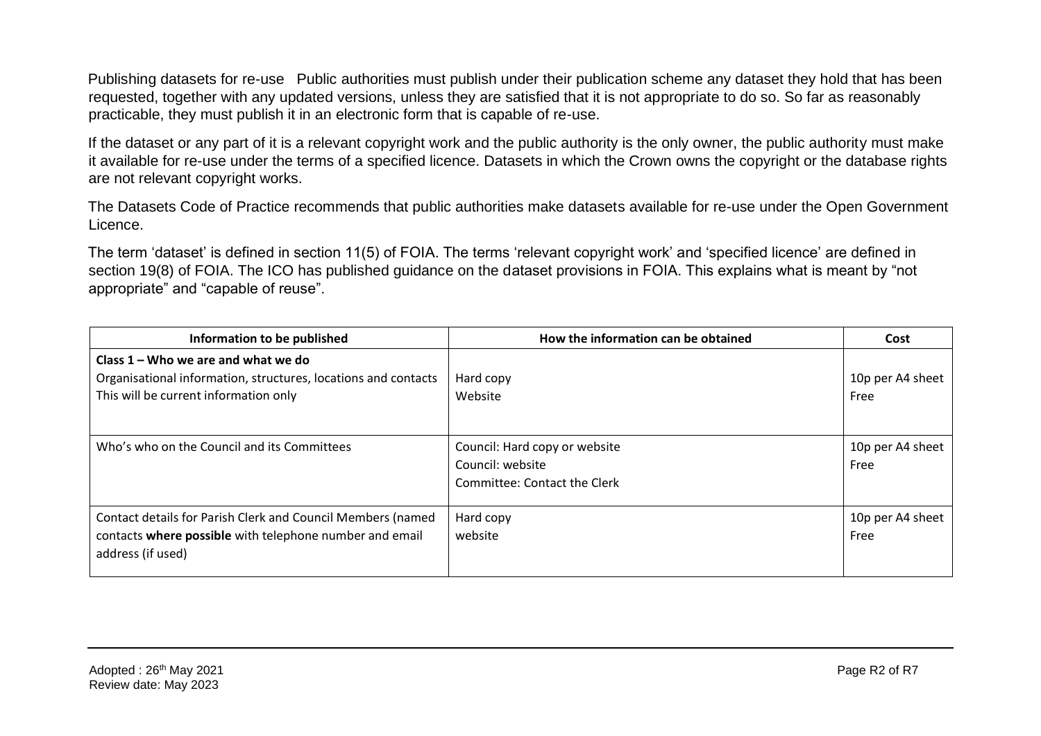Publishing datasets for re-use Public authorities must publish under their publication scheme any dataset they hold that has been requested, together with any updated versions, unless they are satisfied that it is not appropriate to do so. So far as reasonably practicable, they must publish it in an electronic form that is capable of re-use.

If the dataset or any part of it is a relevant copyright work and the public authority is the only owner, the public authority must make it available for re-use under the terms of a specified licence. Datasets in which the Crown owns the copyright or the database rights are not relevant copyright works.

The Datasets Code of Practice recommends that public authorities make datasets available for re-use under the Open Government Licence.

The term 'dataset' is defined in section 11(5) of FOIA. The terms 'relevant copyright work' and 'specified licence' are defined in section 19(8) of FOIA. The ICO has published guidance on the dataset provisions in FOIA. This explains what is meant by "not appropriate" and "capable of reuse".

| Information to be published | How the information can be obtained | Cost |
|---|---|---|
| **Class 1 – Who we are and what we do**<br>Organisational information, structures, locations and contacts<br>This will be current information only | Hard copy<br>Website | 10p per A4 sheet<br>Free |
| Who's who on the Council and its Committees | Council: Hard copy or website<br>Council: website<br>Committee: Contact the Clerk | 10p per A4 sheet<br>Free |
| Contact details for Parish Clerk and Council Members (named contacts **where possible** with telephone number and email address (if used) | Hard copy<br>website | 10p per A4 sheet<br>Free |

Adopted : 26th May 2021
Review date: May 2023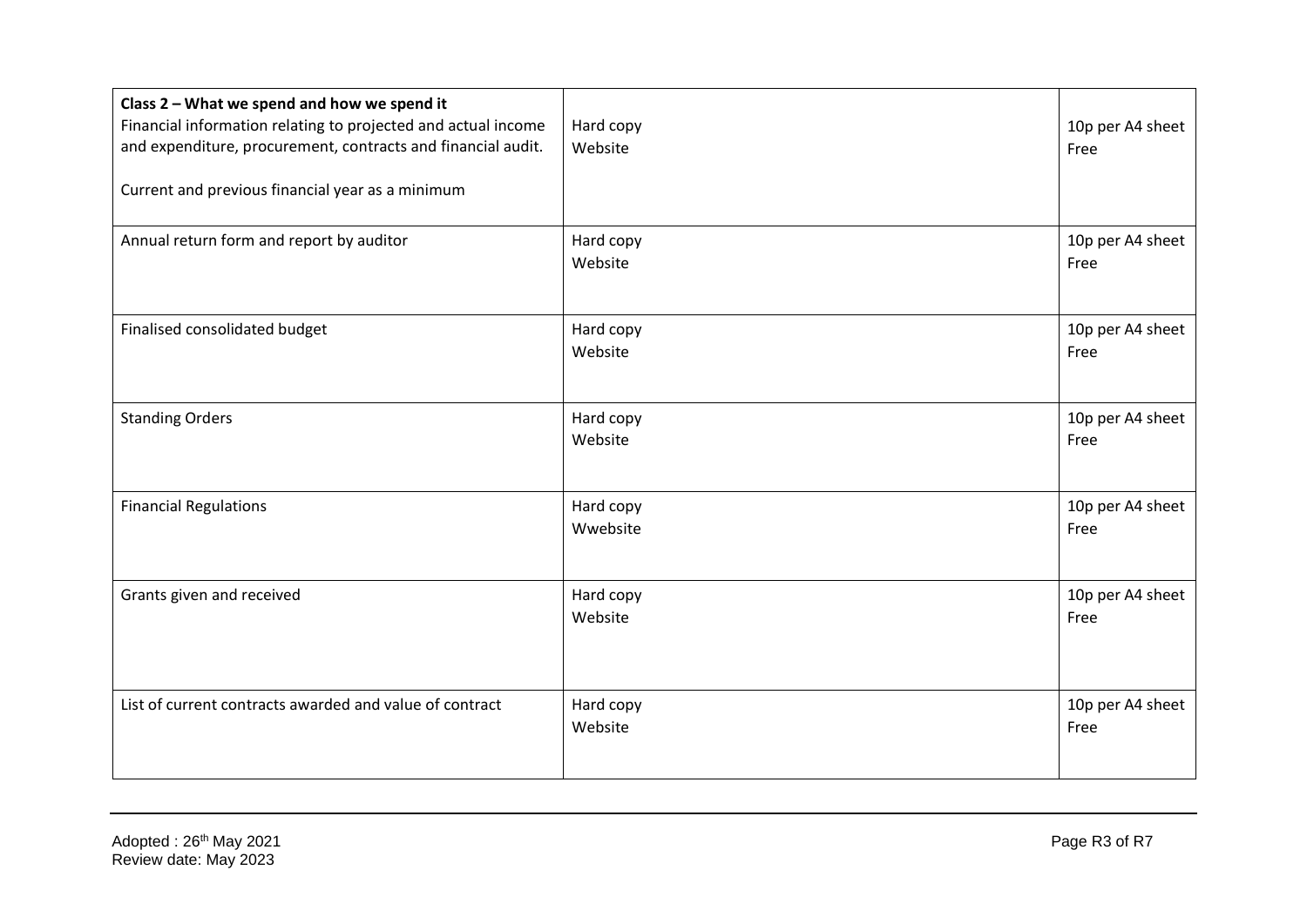| **Class 2 – What we spend and how we spend it**<br>Financial information relating to projected and actual income and expenditure, procurement, contracts and financial audit.<br><br>Current and previous financial year as a minimum | Hard copy<br>Website | 10p per A4 sheet<br>Free |
|---|---|---|
| Annual return form and report by auditor | Hard copy<br>Website | 10p per A4 sheet<br>Free |
| Finalised consolidated budget | Hard copy<br>Website | 10p per A4 sheet<br>Free |
| Standing Orders | Hard copy<br>Website | 10p per A4 sheet<br>Free |
| Financial Regulations | Hard copy<br>Wwebsite | 10p per A4 sheet<br>Free |
| Grants given and received | Hard copy<br>Website | 10p per A4 sheet<br>Free |
| List of current contracts awarded and value of contract | Hard copy<br>Website | 10p per A4 sheet<br>Free |

Adopted : 26th May 2021
Review date: May 2023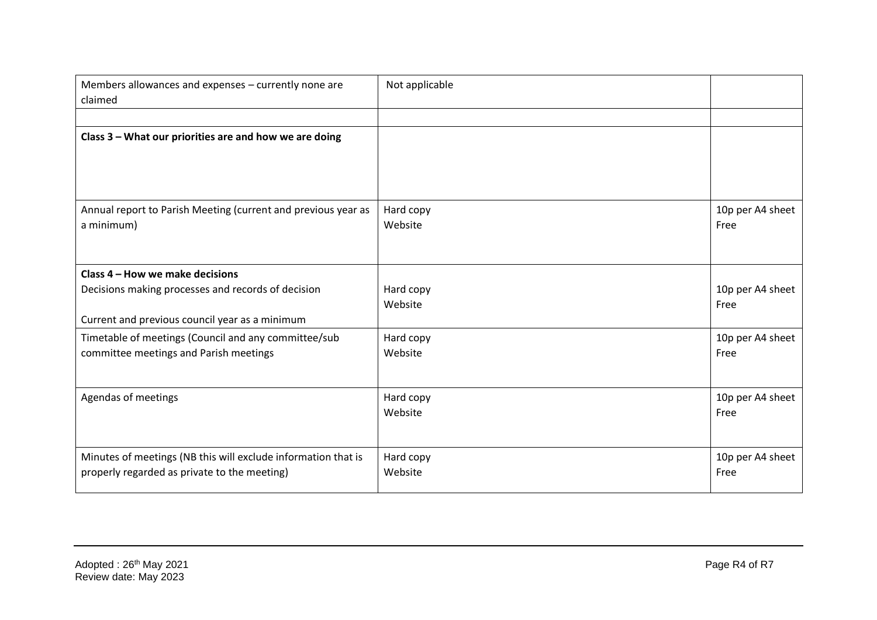| | | |
|---|---|---|
| Members allowances and expenses – currently none are claimed | Not applicable | |
| | | |
| **Class 3 – What our priorities are and how we are doing** | | |
| Annual report to Parish Meeting (current and previous year as a minimum) | Hard copy<br>Website | 10p per A4 sheet<br>Free |
| **Class 4 – How we make decisions**<br>Decisions making processes and records of decision<br><br>Current and previous council year as a minimum | Hard copy<br>Website | 10p per A4 sheet<br>Free |
| Timetable of meetings (Council and any committee/sub committee meetings and Parish meetings | Hard copy<br>Website | 10p per A4 sheet<br>Free |
| Agendas of meetings | Hard copy<br>Website | 10p per A4 sheet<br>Free |
| Minutes of meetings (NB this will exclude information that is properly regarded as private to the meeting) | Hard copy<br>Website | 10p per A4 sheet<br>Free |

Adopted : 26th May 2021
Review date: May 2023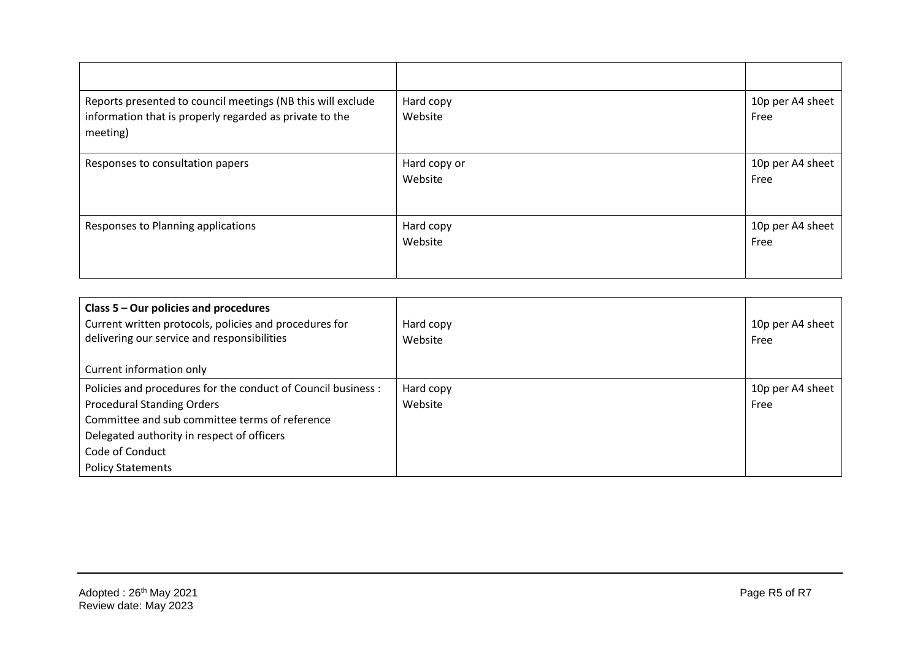| | | |
|---|---|---|
| Reports presented to council meetings (NB this will exclude information that is properly regarded as private to the meeting) | Hard copy<br>Website | 10p per A4 sheet<br>Free |
| Responses to consultation papers | Hard copy or<br>Website | 10p per A4 sheet<br>Free |
| Responses to Planning applications | Hard copy<br>Website | 10p per A4 sheet<br>Free |

| | | |
|---|---|---|
| **Class 5 – Our policies and procedures**<br>Current written protocols, policies and procedures for delivering our service and responsibilities<br><br>Current information only | Hard copy<br>Website | 10p per A4 sheet<br>Free |
| Policies and procedures for the conduct of Council business :<br>Procedural Standing Orders<br>Committee and sub committee terms of reference<br>Delegated authority in respect of officers<br>Code of Conduct<br>Policy Statements | Hard copy<br>Website | 10p per A4 sheet<br>Free |

Adopted : 26th May 2021
Review date: May 2023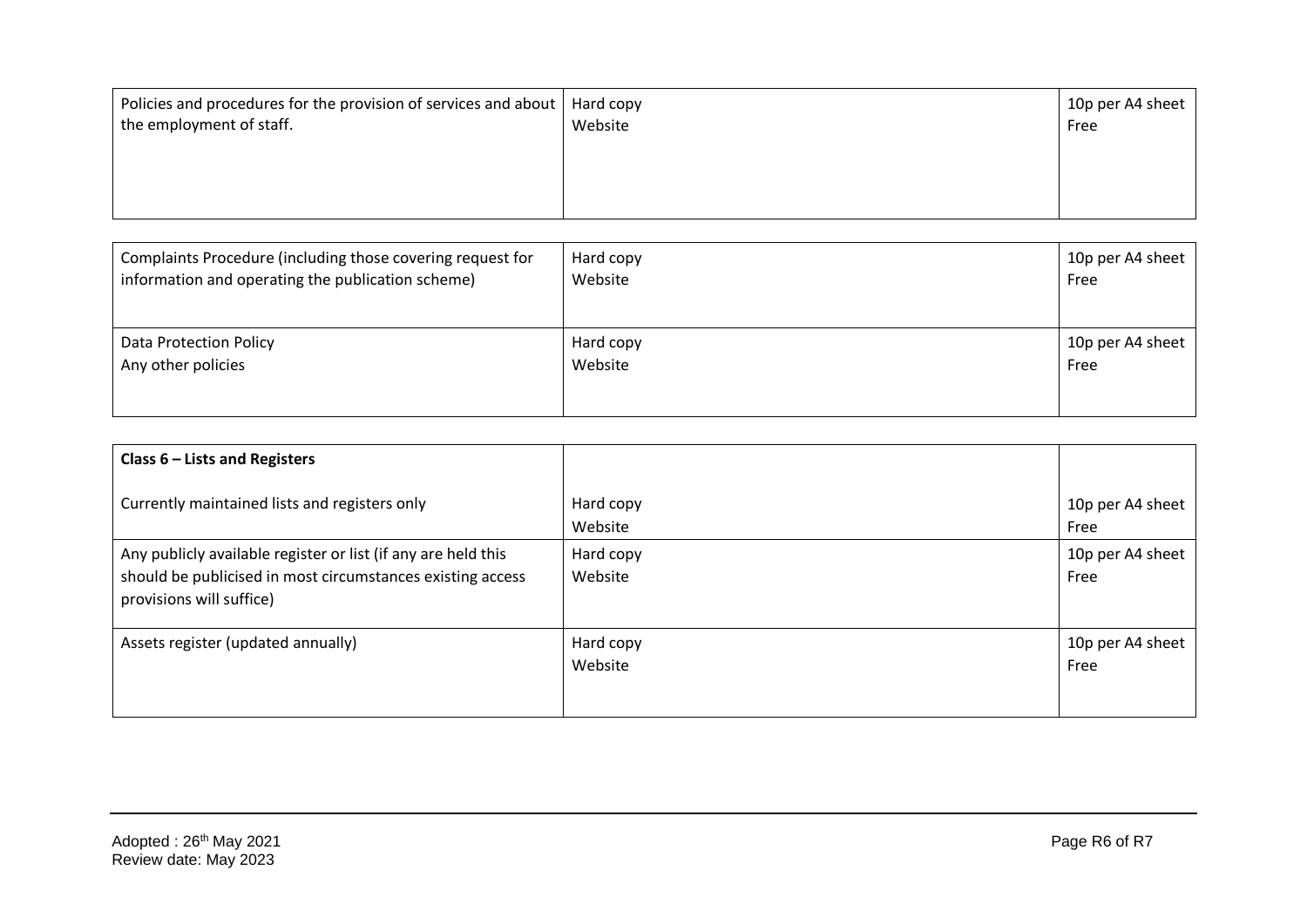| | | |
|---|---|---|
| Policies and procedures for the provision of services and about the employment of staff. | Hard copy<br>Website | 10p per A4 sheet<br>Free |

| | | |
|---|---|---|
| Complaints Procedure (including those covering request for information and operating the publication scheme) | Hard copy<br>Website | 10p per A4 sheet<br>Free |
| Data Protection Policy<br>Any other policies | Hard copy<br>Website | 10p per A4 sheet<br>Free |

| | | |
|---|---|---|
| **Class 6 – Lists and Registers** | | |
| Currently maintained lists and registers only | Hard copy<br>Website | 10p per A4 sheet<br>Free |
| Any publicly available register or list (if any are held this should be publicised in most circumstances existing access provisions will suffice) | Hard copy<br>Website | 10p per A4 sheet<br>Free |
| Assets register (updated annually) | Hard copy<br>Website | 10p per A4 sheet<br>Free |

Adopted : 26th May 2021
Review date: May 2023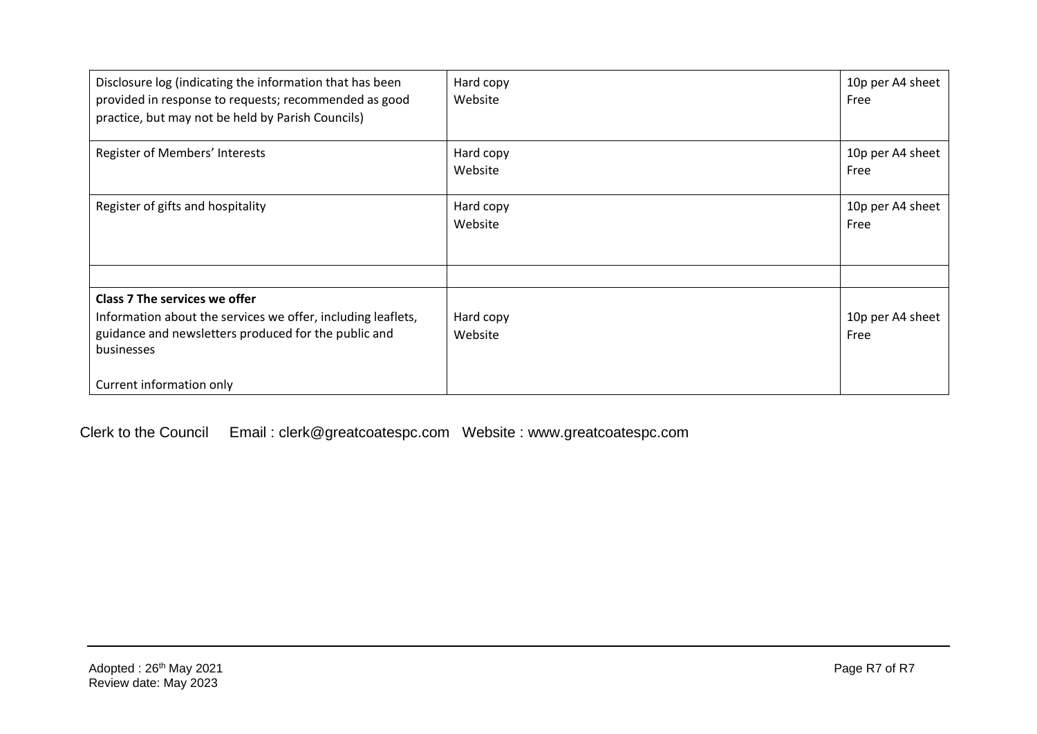| | | |
|---|---|---|
| Disclosure log (indicating the information that has been provided in response to requests; recommended as good practice, but may not be held by Parish Councils) | Hard copy<br>Website | 10p per A4 sheet<br>Free |
| Register of Members' Interests | Hard copy<br>Website | 10p per A4 sheet<br>Free |
| Register of gifts and hospitality | Hard copy<br>Website | 10p per A4 sheet<br>Free |
| | | |
| **Class 7 The services we offer**<br>Information about the services we offer, including leaflets, guidance and newsletters produced for the public and businesses<br><br>Current information only | Hard copy<br>Website | 10p per A4 sheet<br>Free |

Clerk to the Council Email : clerk@greatcoatespc.com Website : www.greatcoatespc.com

Adopted : 26th May 2021
Review date: May 2023